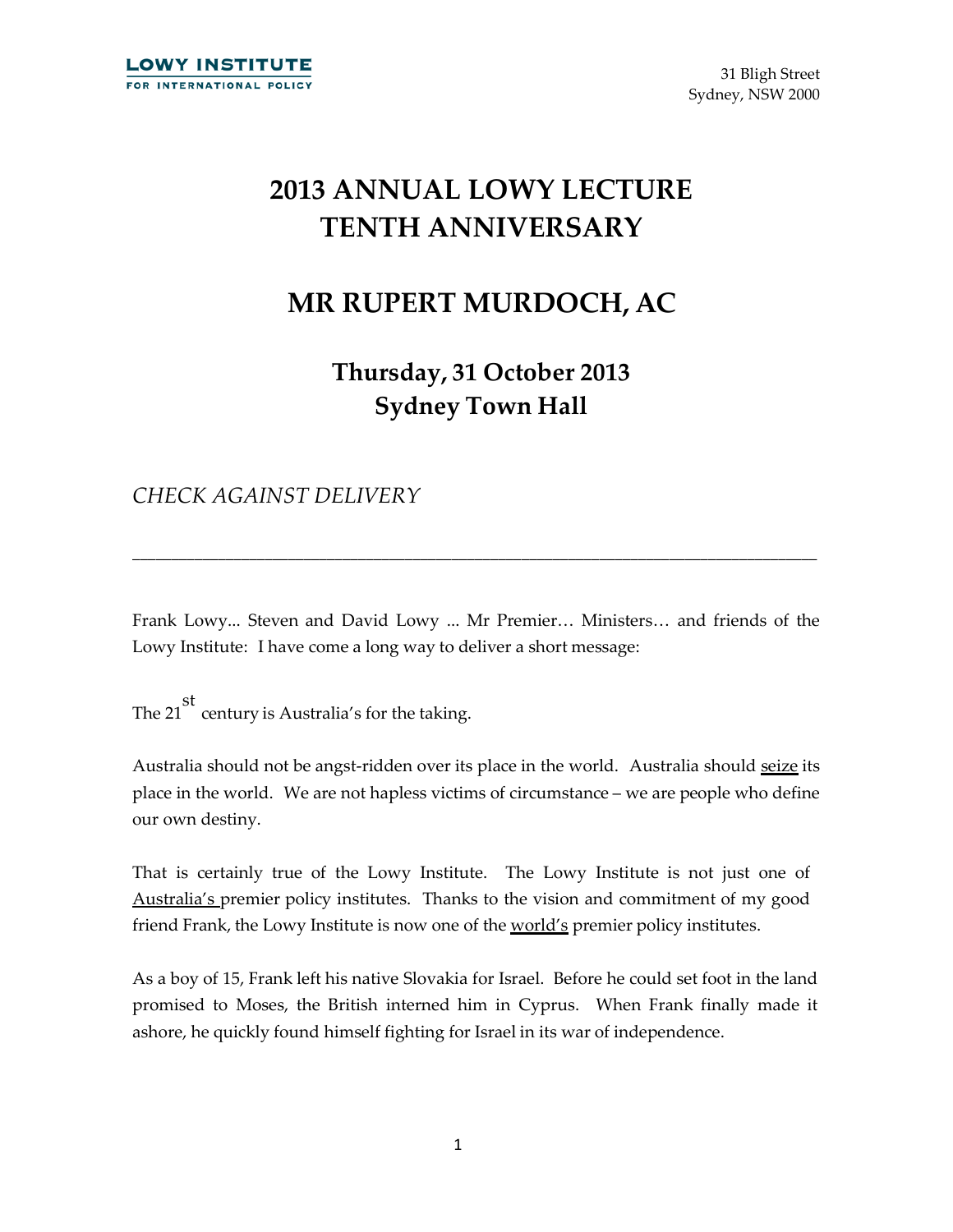LOWY INSTITUTE
FOR INTERNATIONAL POLICY

31 Bligh Street
Sydney, NSW 2000

# 2013 ANNUAL LOWY LECTURE TENTH ANNIVERSARY

# MR RUPERT MURDOCH, AC

## Thursday, 31 October 2013
## Sydney Town Hall

*CHECK AGAINST DELIVERY*

---

Frank Lowy... Steven and David Lowy ... Mr Premier… Ministers… and friends of the Lowy Institute: I have come a long way to deliver a short message:

The 21st century is Australia's for the taking.

Australia should not be angst-ridden over its place in the world. Australia should <u>seize</u> its place in the world. We are not hapless victims of circumstance – we are people who define our own destiny.

That is certainly true of the Lowy Institute. The Lowy Institute is not just one of <u>Australia's</u> premier policy institutes. Thanks to the vision and commitment of my good friend Frank, the Lowy Institute is now one of the <u>world's</u> premier policy institutes.

As a boy of 15, Frank left his native Slovakia for Israel. Before he could set foot in the land promised to Moses, the British interned him in Cyprus. When Frank finally made it ashore, he quickly found himself fighting for Israel in its war of independence.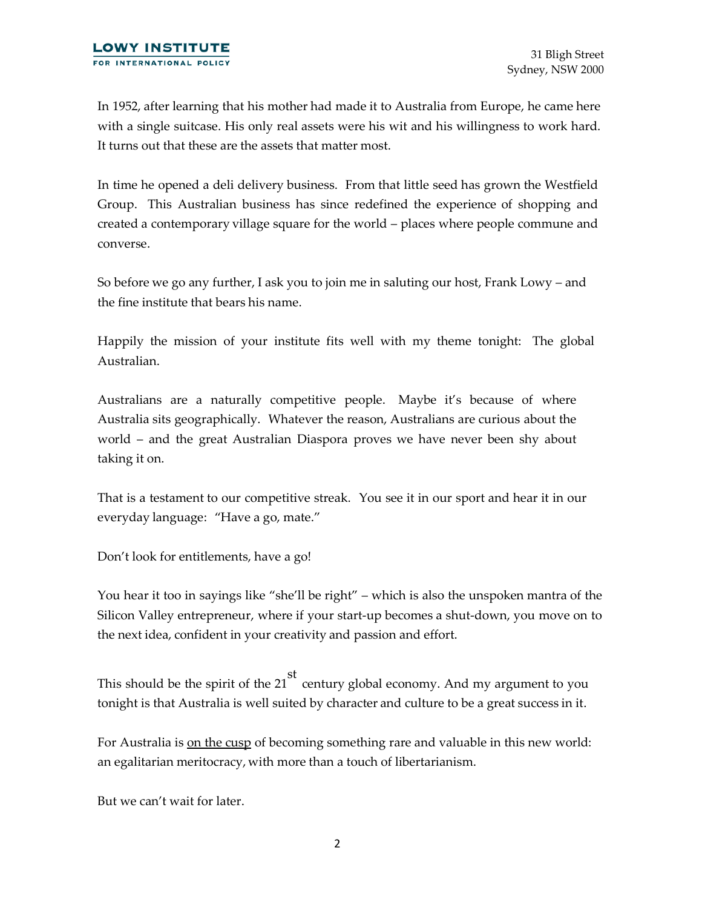In 1952, after learning that his mother had made it to Australia from Europe, he came here with a single suitcase. His only real assets were his wit and his willingness to work hard. It turns out that these are the assets that matter most.

In time he opened a deli delivery business. From that little seed has grown the Westfield Group. This Australian business has since redefined the experience of shopping and created a contemporary village square for the world – places where people commune and converse.

So before we go any further, I ask you to join me in saluting our host, Frank Lowy – and the fine institute that bears his name.

Happily the mission of your institute fits well with my theme tonight: The global Australian.

Australians are a naturally competitive people. Maybe it's because of where Australia sits geographically. Whatever the reason, Australians are curious about the world – and the great Australian Diaspora proves we have never been shy about taking it on.

That is a testament to our competitive streak. You see it in our sport and hear it in our everyday language: "Have a go, mate."

Don't look for entitlements, have a go!

You hear it too in sayings like "she'll be right" – which is also the unspoken mantra of the Silicon Valley entrepreneur, where if your start-up becomes a shut-down, you move on to the next idea, confident in your creativity and passion and effort.

This should be the spirit of the 21st century global economy. And my argument to you tonight is that Australia is well suited by character and culture to be a great success in it.

For Australia is <u>on the cusp</u> of becoming something rare and valuable in this new world: an egalitarian meritocracy, with more than a touch of libertarianism.

But we can't wait for later.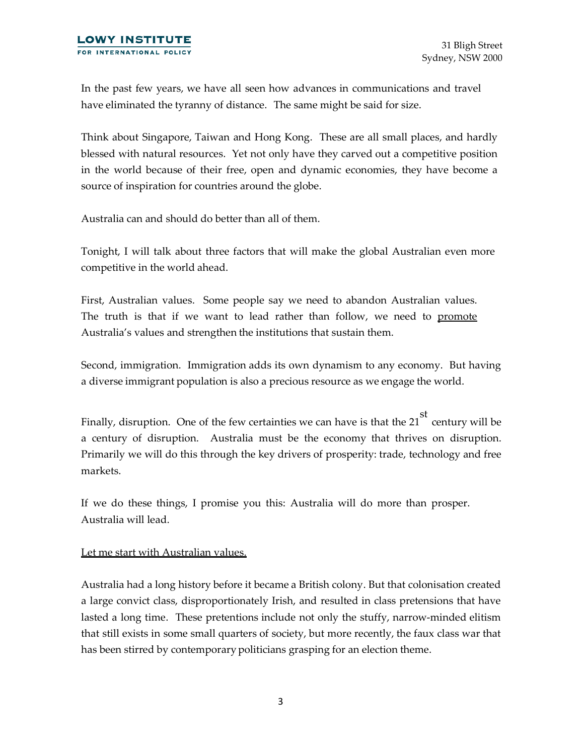In the past few years, we have all seen how advances in communications and travel have eliminated the tyranny of distance. The same might be said for size.

Think about Singapore, Taiwan and Hong Kong. These are all small places, and hardly blessed with natural resources. Yet not only have they carved out a competitive position in the world because of their free, open and dynamic economies, they have become a source of inspiration for countries around the globe.

Australia can and should do better than all of them.

Tonight, I will talk about three factors that will make the global Australian even more competitive in the world ahead.

First, Australian values. Some people say we need to abandon Australian values. The truth is that if we want to lead rather than follow, we need to <u>promote</u> Australia's values and strengthen the institutions that sustain them.

Second, immigration. Immigration adds its own dynamism to any economy. But having a diverse immigrant population is also a precious resource as we engage the world.

Finally, disruption. One of the few certainties we can have is that the 21st century will be a century of disruption. Australia must be the economy that thrives on disruption. Primarily we will do this through the key drivers of prosperity: trade, technology and free markets.

If we do these things, I promise you this: Australia will do more than prosper. Australia will lead.

<u>Let me start with Australian values.</u>

Australia had a long history before it became a British colony. But that colonisation created a large convict class, disproportionately Irish, and resulted in class pretensions that have lasted a long time. These pretentions include not only the stuffy, narrow-minded elitism that still exists in some small quarters of society, but more recently, the faux class war that has been stirred by contemporary politicians grasping for an election theme.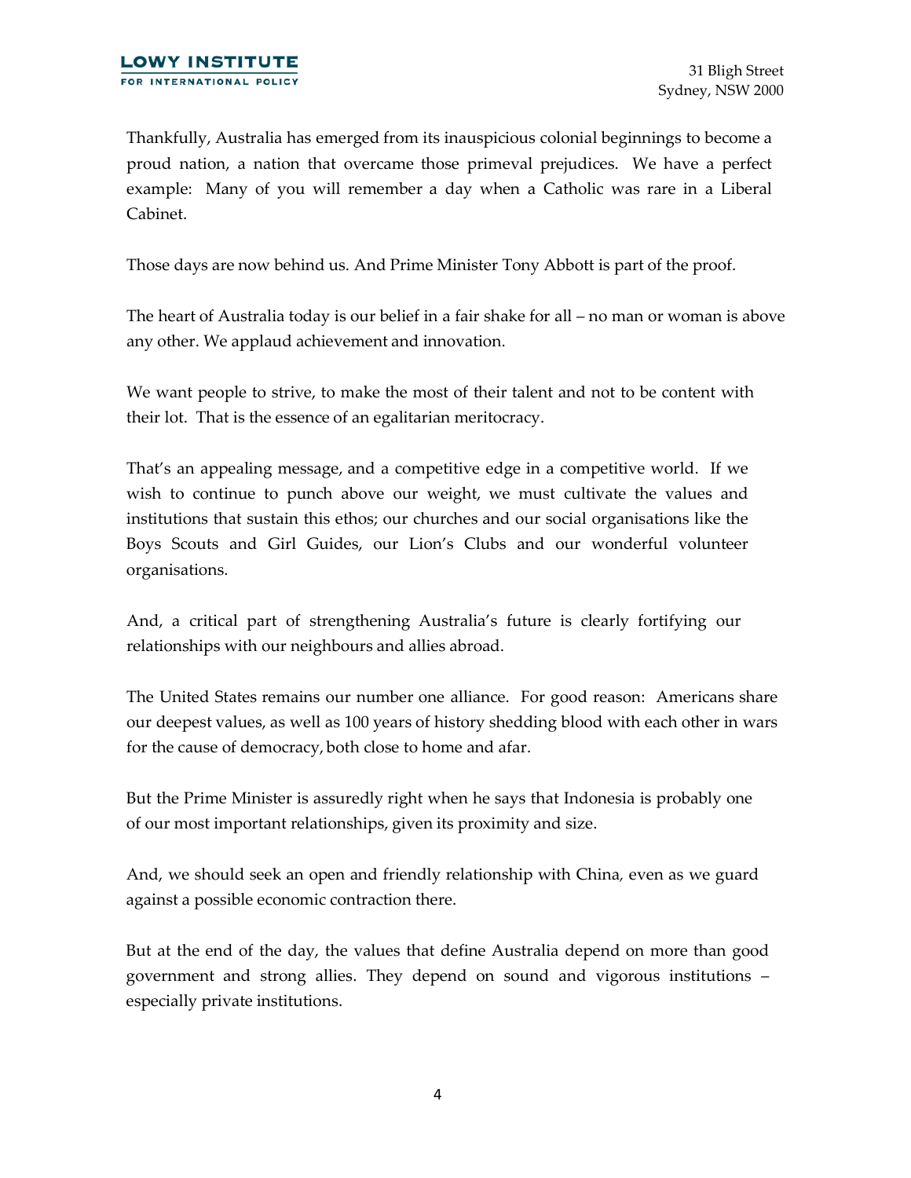Thankfully, Australia has emerged from its inauspicious colonial beginnings to become a proud nation, a nation that overcame those primeval prejudices. We have a perfect example: Many of you will remember a day when a Catholic was rare in a Liberal Cabinet.

Those days are now behind us. And Prime Minister Tony Abbott is part of the proof.

The heart of Australia today is our belief in a fair shake for all – no man or woman is above any other. We applaud achievement and innovation.

We want people to strive, to make the most of their talent and not to be content with their lot. That is the essence of an egalitarian meritocracy.

That's an appealing message, and a competitive edge in a competitive world. If we wish to continue to punch above our weight, we must cultivate the values and institutions that sustain this ethos; our churches and our social organisations like the Boys Scouts and Girl Guides, our Lion's Clubs and our wonderful volunteer organisations.

And, a critical part of strengthening Australia's future is clearly fortifying our relationships with our neighbours and allies abroad.

The United States remains our number one alliance. For good reason: Americans share our deepest values, as well as 100 years of history shedding blood with each other in wars for the cause of democracy, both close to home and afar.

But the Prime Minister is assuredly right when he says that Indonesia is probably one of our most important relationships, given its proximity and size.

And, we should seek an open and friendly relationship with China, even as we guard against a possible economic contraction there.

But at the end of the day, the values that define Australia depend on more than good government and strong allies. They depend on sound and vigorous institutions – especially private institutions.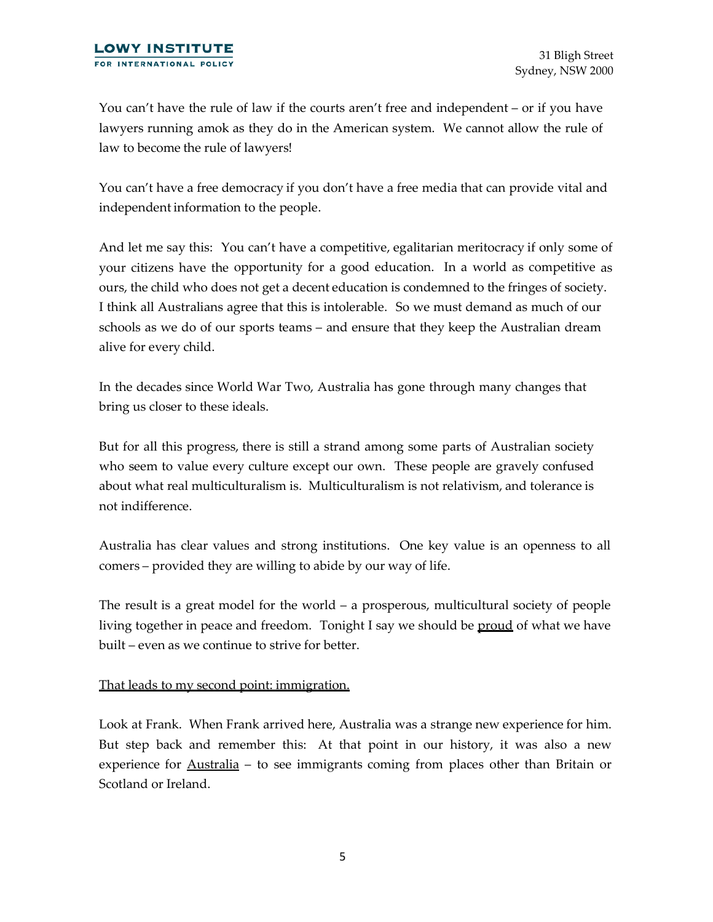You can't have the rule of law if the courts aren't free and independent – or if you have lawyers running amok as they do in the American system. We cannot allow the rule of law to become the rule of lawyers!

You can't have a free democracy if you don't have a free media that can provide vital and independent information to the people.

And let me say this: You can't have a competitive, egalitarian meritocracy if only some of your citizens have the opportunity for a good education. In a world as competitive as ours, the child who does not get a decent education is condemned to the fringes of society. I think all Australians agree that this is intolerable. So we must demand as much of our schools as we do of our sports teams – and ensure that they keep the Australian dream alive for every child.

In the decades since World War Two, Australia has gone through many changes that bring us closer to these ideals.

But for all this progress, there is still a strand among some parts of Australian society who seem to value every culture except our own. These people are gravely confused about what real multiculturalism is. Multiculturalism is not relativism, and tolerance is not indifference.

Australia has clear values and strong institutions. One key value is an openness to all comers – provided they are willing to abide by our way of life.

The result is a great model for the world – a prosperous, multicultural society of people living together in peace and freedom. Tonight I say we should be <u>proud</u> of what we have built – even as we continue to strive for better.

<u>That leads to my second point: immigration.</u>

Look at Frank. When Frank arrived here, Australia was a strange new experience for him. But step back and remember this: At that point in our history, it was also a new experience for <u>Australia</u> – to see immigrants coming from places other than Britain or Scotland or Ireland.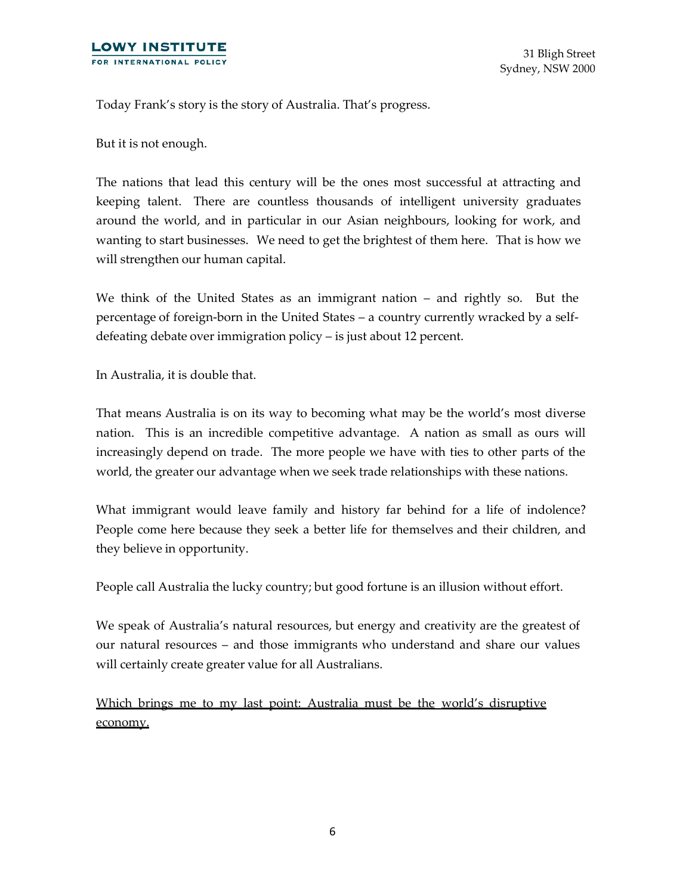Today Frank's story is the story of Australia. That's progress.

But it is not enough.

The nations that lead this century will be the ones most successful at attracting and keeping talent. There are countless thousands of intelligent university graduates around the world, and in particular in our Asian neighbours, looking for work, and wanting to start businesses. We need to get the brightest of them here. That is how we will strengthen our human capital.

We think of the United States as an immigrant nation – and rightly so. But the percentage of foreign-born in the United States – a country currently wracked by a self-defeating debate over immigration policy – is just about 12 percent.

In Australia, it is double that.

That means Australia is on its way to becoming what may be the world's most diverse nation. This is an incredible competitive advantage. A nation as small as ours will increasingly depend on trade. The more people we have with ties to other parts of the world, the greater our advantage when we seek trade relationships with these nations.

What immigrant would leave family and history far behind for a life of indolence? People come here because they seek a better life for themselves and their children, and they believe in opportunity.

People call Australia the lucky country; but good fortune is an illusion without effort.

We speak of Australia's natural resources, but energy and creativity are the greatest of our natural resources – and those immigrants who understand and share our values will certainly create greater value for all Australians.

<u>Which brings me to my last point: Australia must be the world's disruptive economy.</u>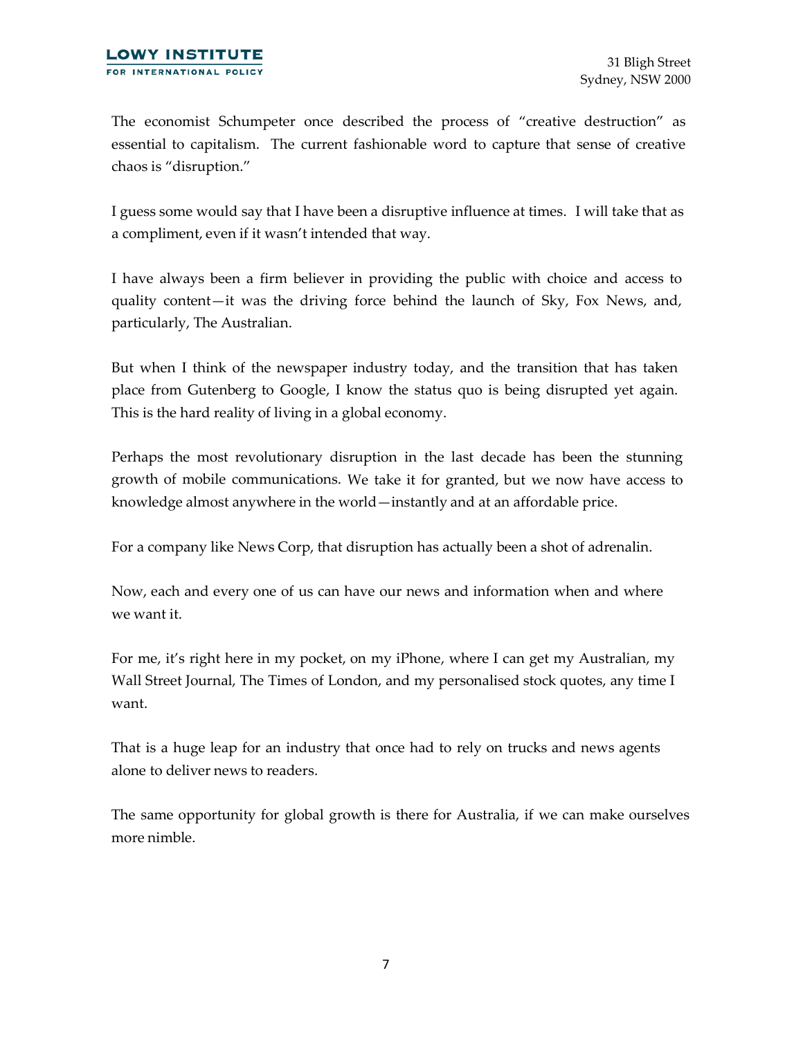The economist Schumpeter once described the process of "creative destruction" as essential to capitalism. The current fashionable word to capture that sense of creative chaos is "disruption."

I guess some would say that I have been a disruptive influence at times. I will take that as a compliment, even if it wasn't intended that way.

I have always been a firm believer in providing the public with choice and access to quality content—it was the driving force behind the launch of Sky, Fox News, and, particularly, The Australian.

But when I think of the newspaper industry today, and the transition that has taken place from Gutenberg to Google, I know the status quo is being disrupted yet again. This is the hard reality of living in a global economy.

Perhaps the most revolutionary disruption in the last decade has been the stunning growth of mobile communications. We take it for granted, but we now have access to knowledge almost anywhere in the world—instantly and at an affordable price.

For a company like News Corp, that disruption has actually been a shot of adrenalin.

Now, each and every one of us can have our news and information when and where we want it.

For me, it's right here in my pocket, on my iPhone, where I can get my Australian, my Wall Street Journal, The Times of London, and my personalised stock quotes, any time I want.

That is a huge leap for an industry that once had to rely on trucks and news agents alone to deliver news to readers.

The same opportunity for global growth is there for Australia, if we can make ourselves more nimble.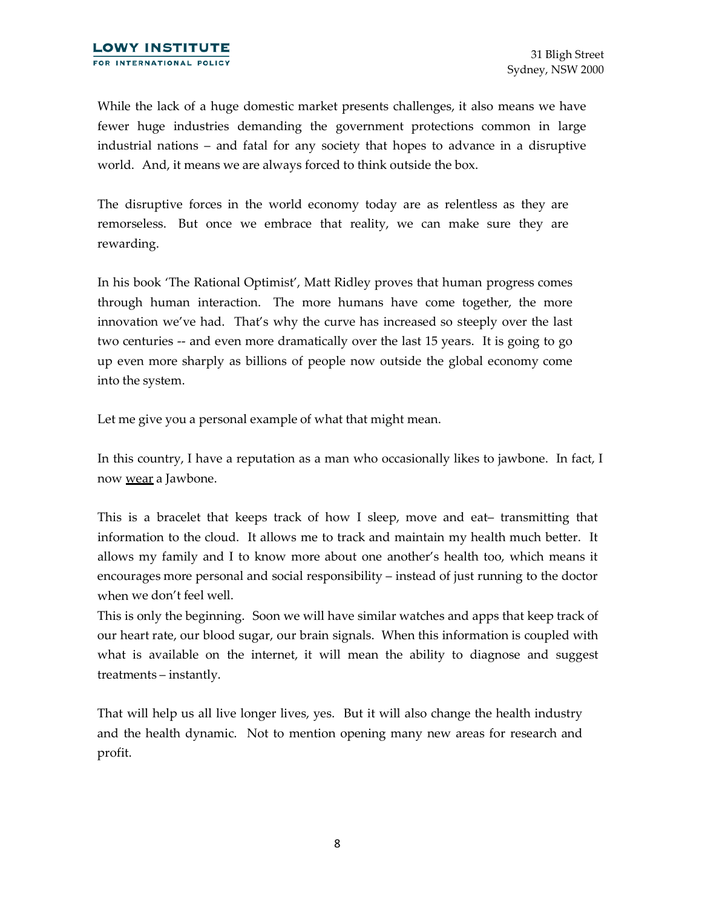While the lack of a huge domestic market presents challenges, it also means we have fewer huge industries demanding the government protections common in large industrial nations – and fatal for any society that hopes to advance in a disruptive world. And, it means we are always forced to think outside the box.

The disruptive forces in the world economy today are as relentless as they are remorseless. But once we embrace that reality, we can make sure they are rewarding.

In his book 'The Rational Optimist', Matt Ridley proves that human progress comes through human interaction. The more humans have come together, the more innovation we've had. That's why the curve has increased so steeply over the last two centuries -- and even more dramatically over the last 15 years. It is going to go up even more sharply as billions of people now outside the global economy come into the system.

Let me give you a personal example of what that might mean.

In this country, I have a reputation as a man who occasionally likes to jawbone. In fact, I now <u>wear</u> a Jawbone.

This is a bracelet that keeps track of how I sleep, move and eat– transmitting that information to the cloud. It allows me to track and maintain my health much better. It allows my family and I to know more about one another's health too, which means it encourages more personal and social responsibility – instead of just running to the doctor when we don't feel well.

This is only the beginning. Soon we will have similar watches and apps that keep track of our heart rate, our blood sugar, our brain signals. When this information is coupled with what is available on the internet, it will mean the ability to diagnose and suggest treatments – instantly.

That will help us all live longer lives, yes. But it will also change the health industry and the health dynamic. Not to mention opening many new areas for research and profit.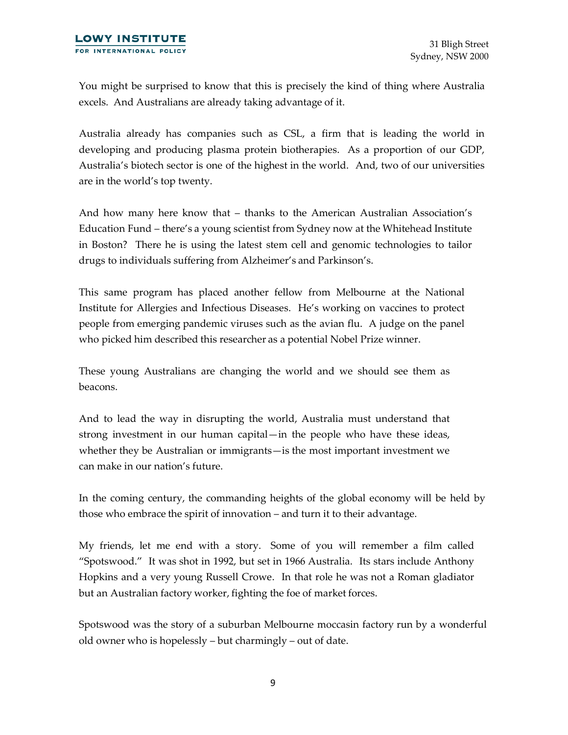You might be surprised to know that this is precisely the kind of thing where Australia excels. And Australians are already taking advantage of it.

Australia already has companies such as CSL, a firm that is leading the world in developing and producing plasma protein biotherapies. As a proportion of our GDP, Australia's biotech sector is one of the highest in the world. And, two of our universities are in the world's top twenty.

And how many here know that – thanks to the American Australian Association's Education Fund – there's a young scientist from Sydney now at the Whitehead Institute in Boston? There he is using the latest stem cell and genomic technologies to tailor drugs to individuals suffering from Alzheimer's and Parkinson's.

This same program has placed another fellow from Melbourne at the National Institute for Allergies and Infectious Diseases. He's working on vaccines to protect people from emerging pandemic viruses such as the avian flu. A judge on the panel who picked him described this researcher as a potential Nobel Prize winner.

These young Australians are changing the world and we should see them as beacons.

And to lead the way in disrupting the world, Australia must understand that strong investment in our human capital—in the people who have these ideas, whether they be Australian or immigrants—is the most important investment we can make in our nation's future.

In the coming century, the commanding heights of the global economy will be held by those who embrace the spirit of innovation – and turn it to their advantage.

My friends, let me end with a story. Some of you will remember a film called "Spotswood." It was shot in 1992, but set in 1966 Australia. Its stars include Anthony Hopkins and a very young Russell Crowe. In that role he was not a Roman gladiator but an Australian factory worker, fighting the foe of market forces.

Spotswood was the story of a suburban Melbourne moccasin factory run by a wonderful old owner who is hopelessly – but charmingly – out of date.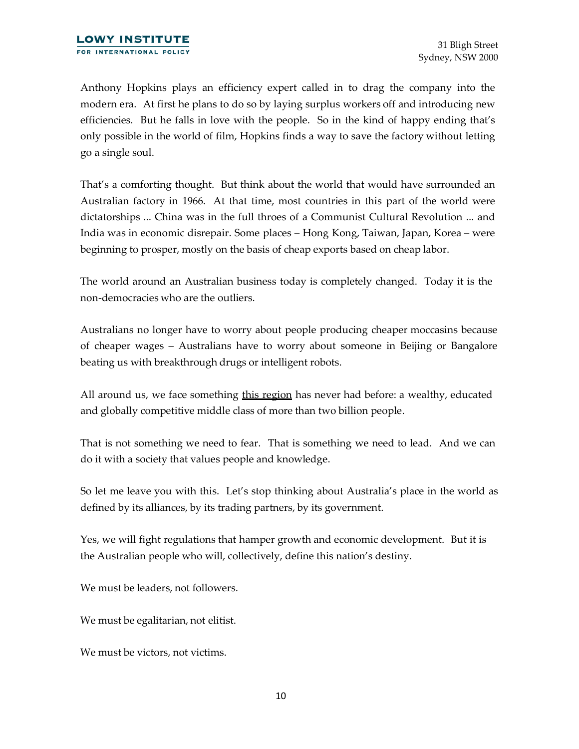Anthony Hopkins plays an efficiency expert called in to drag the company into the modern era. At first he plans to do so by laying surplus workers off and introducing new efficiencies. But he falls in love with the people. So in the kind of happy ending that's only possible in the world of film, Hopkins finds a way to save the factory without letting go a single soul.

That's a comforting thought. But think about the world that would have surrounded an Australian factory in 1966. At that time, most countries in this part of the world were dictatorships ... China was in the full throes of a Communist Cultural Revolution ... and India was in economic disrepair. Some places – Hong Kong, Taiwan, Japan, Korea – were beginning to prosper, mostly on the basis of cheap exports based on cheap labor.

The world around an Australian business today is completely changed. Today it is the non-democracies who are the outliers.

Australians no longer have to worry about people producing cheaper moccasins because of cheaper wages – Australians have to worry about someone in Beijing or Bangalore beating us with breakthrough drugs or intelligent robots.

All around us, we face something <u>this region</u> has never had before: a wealthy, educated and globally competitive middle class of more than two billion people.

That is not something we need to fear. That is something we need to lead. And we can do it with a society that values people and knowledge.

So let me leave you with this. Let's stop thinking about Australia's place in the world as defined by its alliances, by its trading partners, by its government.

Yes, we will fight regulations that hamper growth and economic development. But it is the Australian people who will, collectively, define this nation's destiny.

We must be leaders, not followers.

We must be egalitarian, not elitist.

We must be victors, not victims.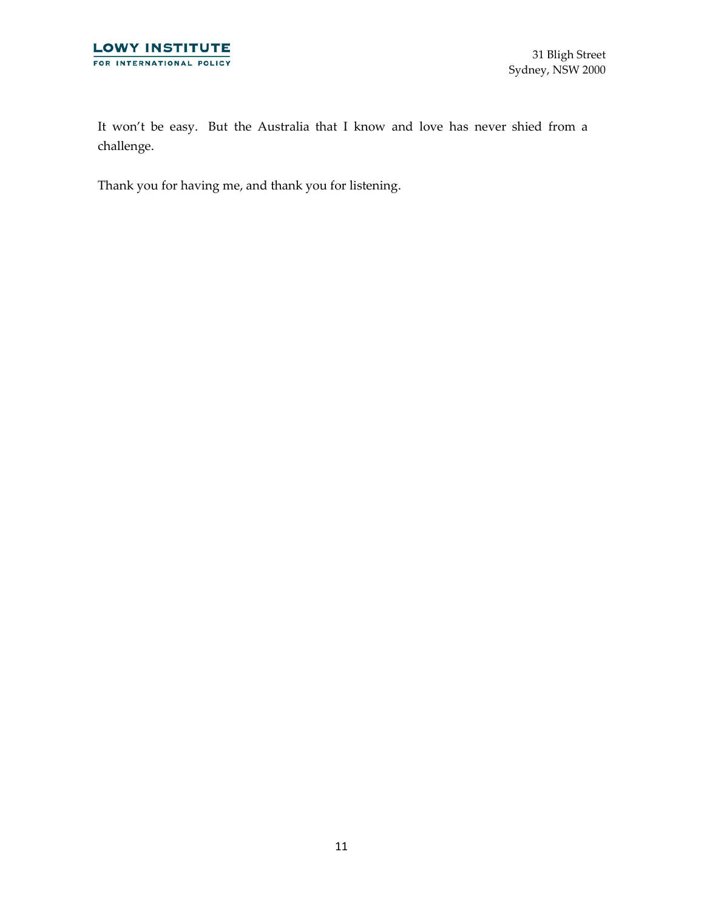It won't be easy. But the Australia that I know and love has never shied from a challenge.

Thank you for having me, and thank you for listening.